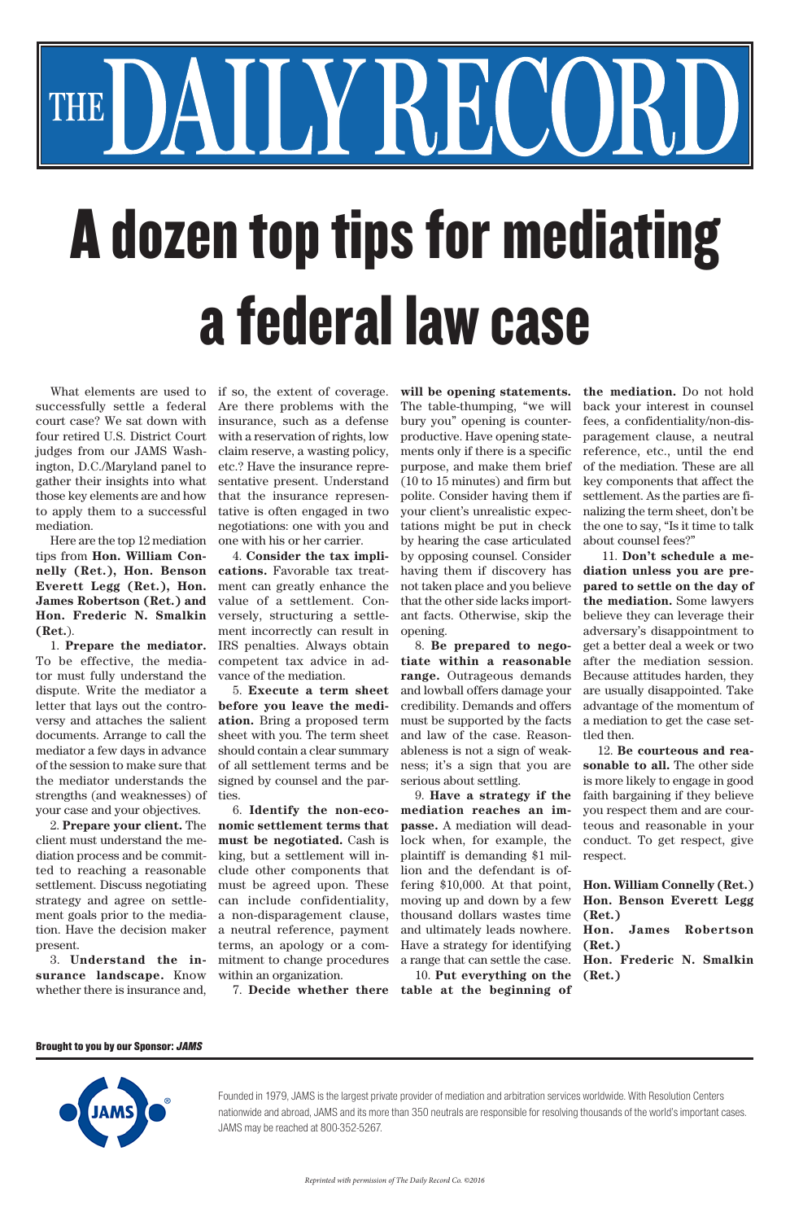# THE DAILY RECORD

# A dozen top tips for mediating a federal law case

What elements are used to successfully settle a federal court case? We sat down with four retired U.S. District Court judges from our JAMS Washington, D.C./Maryland panel to gather their insights into what those key elements are and how to apply them to a successful mediation.

Here are the top 12 mediation tips from **Hon. William Connelly (Ret.), Hon. Benson Everett Legg (Ret.), Hon. James Robertson (Ret.) and Hon. Frederic N. Smalkin (Ret.)**.

1. **Prepare the mediator.** To be effective, the mediator must fully understand the dispute. Write the mediator a letter that lays out the controversy and attaches the salient documents. Arrange to call the mediator a few days in advance of the session to make sure that the mediator understands the strengths (and weaknesses) of your case and your objectives.

2. **Prepare your client.** The client must understand the mediation process and be committed to reaching a reasonable settlement. Discuss negotiating strategy and agree on settlement goals prior to the mediation. Have the decision maker present.

3. **Understand the insurance landscape.** Know whether there is insurance and, if so, the extent of coverage. Are there problems with the insurance, such as a defense with a reservation of rights, low claim reserve, a wasting policy, etc.? Have the insurance representative present. Understand that the insurance representative is often engaged in two negotiations: one with you and one with his or her carrier.

4. **Consider the tax implications.** Favorable tax treatment can greatly enhance the value of a settlement. Conversely, structuring a settlement incorrectly can result in IRS penalties. Always obtain competent tax advice in advance of the mediation.

5. **Execute a term sheet before you leave the mediation.** Bring a proposed term sheet with you. The term sheet should contain a clear summary of all settlement terms and be signed by counsel and the parties.

6. **Identify the non-economic settlement terms that must be negotiated.** Cash is king, but a settlement will include other components that must be agreed upon. These can include confidentiality, a non-disparagement clause, a neutral reference, payment terms, an apology or a commitment to change procedures within an organization.

7. **Decide whether there will be opening statements.** The table-thumping, "we will bury you" opening is counterproductive. Have opening statements only if there is a specific purpose, and make them brief (10 to 15 minutes) and firm but polite. Consider having them if your client's unrealistic expectations might be put in check by hearing the case articulated by opposing counsel. Consider having them if discovery has not taken place and you believe that the other side lacks important facts. Otherwise, skip the opening.

8. **Be prepared to negotiate within a reasonable range.** Outrageous demands and lowball offers damage your credibility. Demands and offers must be supported by the facts and law of the case. Reasonableness is not a sign of weakness; it's a sign that you are serious about settling.

9. **Have a strategy if the mediation reaches an impasse.** A mediation will deadlock when, for example, the plaintiff is demanding $1 million and the defendant is offering $10,000. At that point, moving up and down by a few thousand dollars wastes time and ultimately leads nowhere. Have a strategy for identifying a range that can settle the case.

10. **Put everything on the table at the beginning of the mediation.** Do not hold back your interest in counsel fees, a confidentiality/non-disparagement clause, a neutral reference, etc., until the end of the mediation. These are all key components that affect the settlement. As the parties are finalizing the term sheet, don't be the one to say, "Is it time to talk about counsel fees?"

11. **Don't schedule a mediation unless you are prepared to settle on the day of the mediation.** Some lawyers believe they can leverage their adversary's disappointment to get a better deal a week or two after the mediation session. Because attitudes harden, they are usually disappointed. Take advantage of the momentum of a mediation to get the case settled then.

12. **Be courteous and reasonable to all.** The other side is more likely to engage in good faith bargaining if they believe you respect them and are courteous and reasonable in your conduct. To get respect, give respect.

**Hon. William Connelly (Ret.)**
**Hon. Benson Everett Legg (Ret.)**
**Hon. James Robertson (Ret.)**
**Hon. Frederic N. Smalkin (Ret.)**

**Brought to you by our Sponsor: *JAMS***

JAMS

Founded in 1979, JAMS is the largest private provider of mediation and arbitration services worldwide. With Resolution Centers nationwide and abroad, JAMS and its more than 350 neutrals are responsible for resolving thousands of the world's important cases. JAMS may be reached at 800-352-5267.

*Reprinted with permission of The Daily Record Co. ©2016*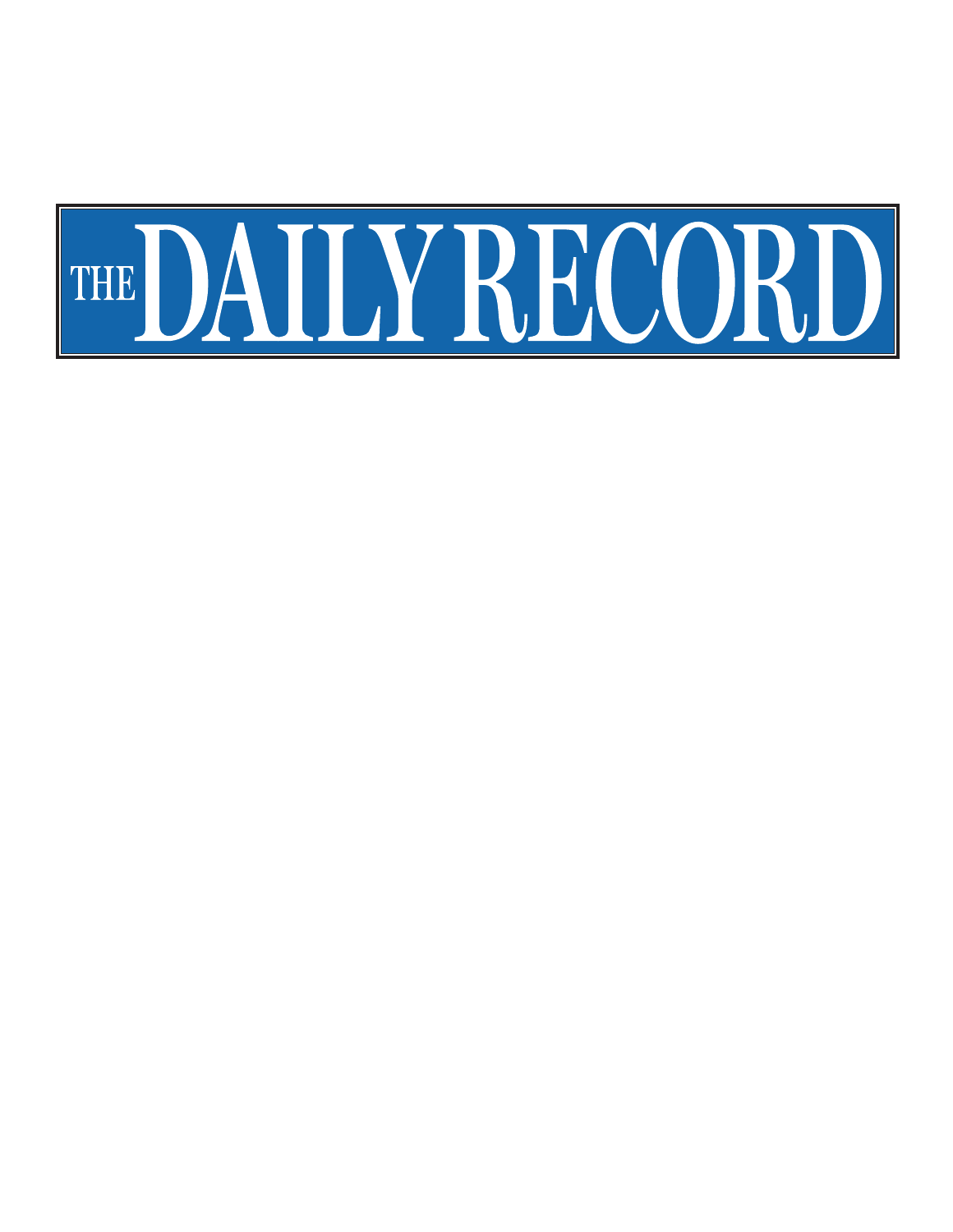THE DAILY RECORD